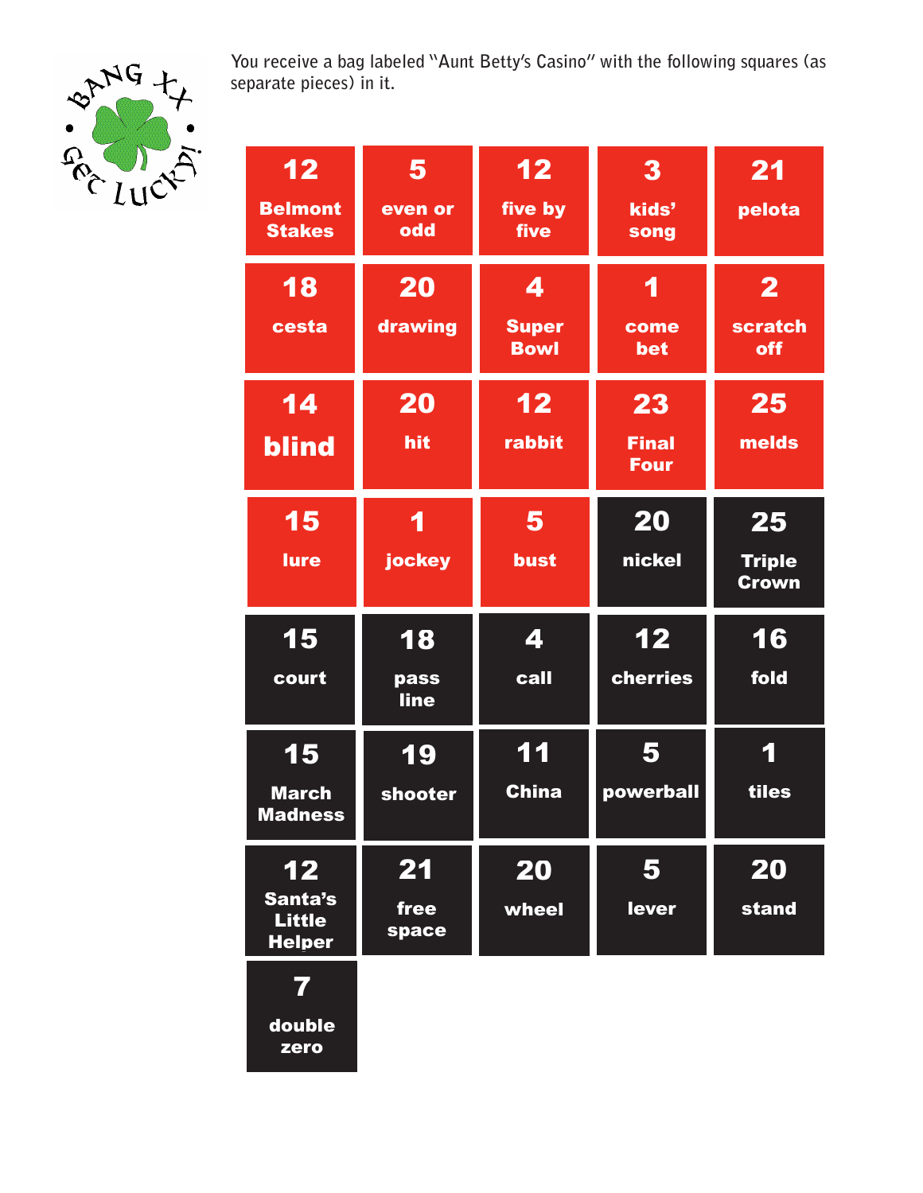BANG XX • GET LUCKY! •

You receive a bag labeled "Aunt Betty's Casino" with the following squares (as separate pieces) in it.

| | | | | |
|---|---|---|---|---|
| **12** Belmont Stakes | **5** even or odd | **12** five by five | **3** kids' song | **21** pelota |
| **18** cesta | **20** drawing | **4** Super Bowl | **1** come bet | **2** scratch off |
| **14** blind | **20** hit | **12** rabbit | **23** Final Four | **25** melds |
| **15** lure | **1** jockey | **5** bust | **20** nickel | **25** Triple Crown |
| **15** court | **18** pass line | **4** call | **12** cherries | **16** fold |
| **15** March Madness | **19** shooter | **11** China | **5** powerball | **1** tiles |
| **12** Santa's Little Helper | **21** free space | **20** wheel | **5** lever | **20** stand |
| **7** double zero | | | | |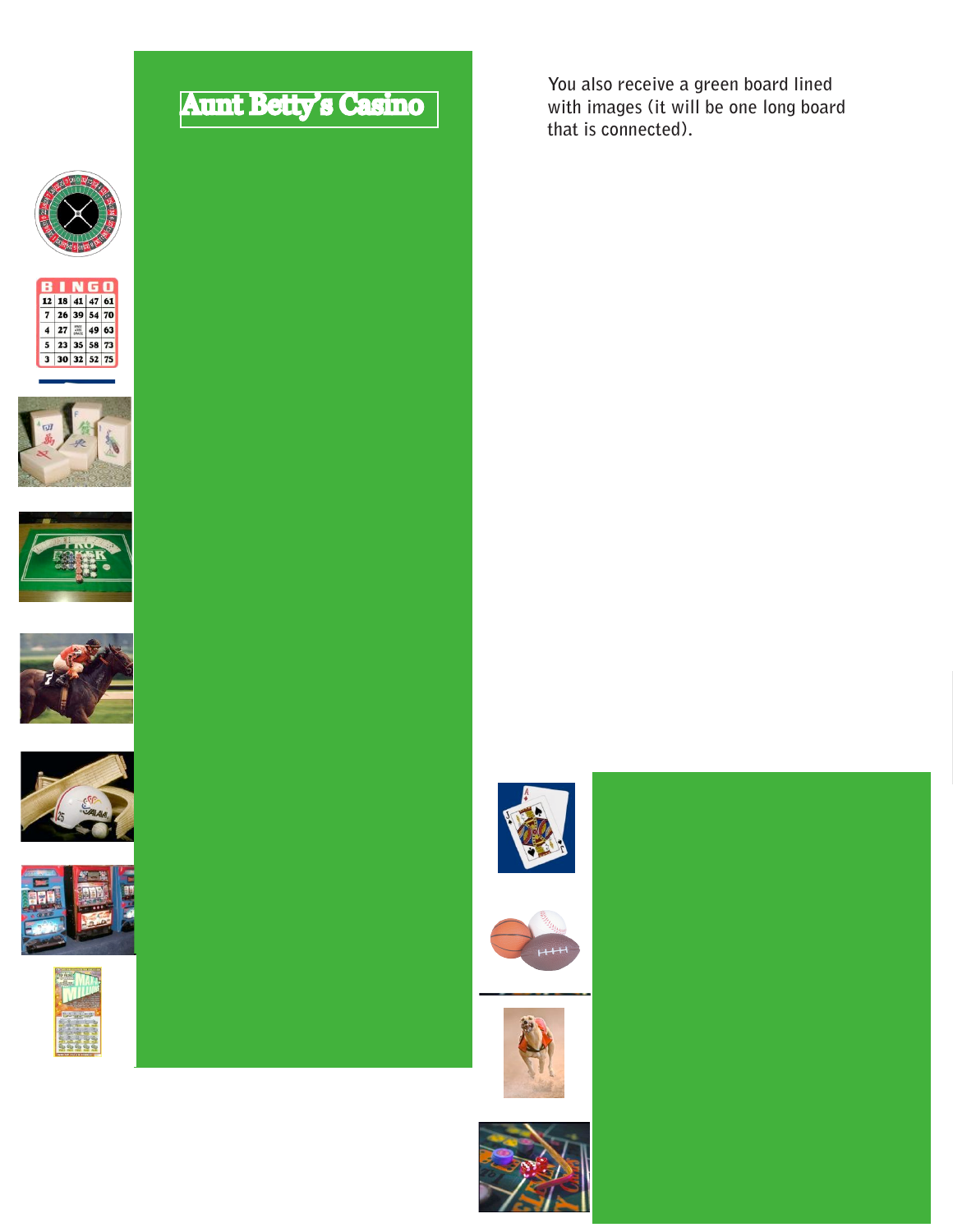# Aunt Betty's Casino

You also receive a green board lined with images (it will be one long board that is connected).